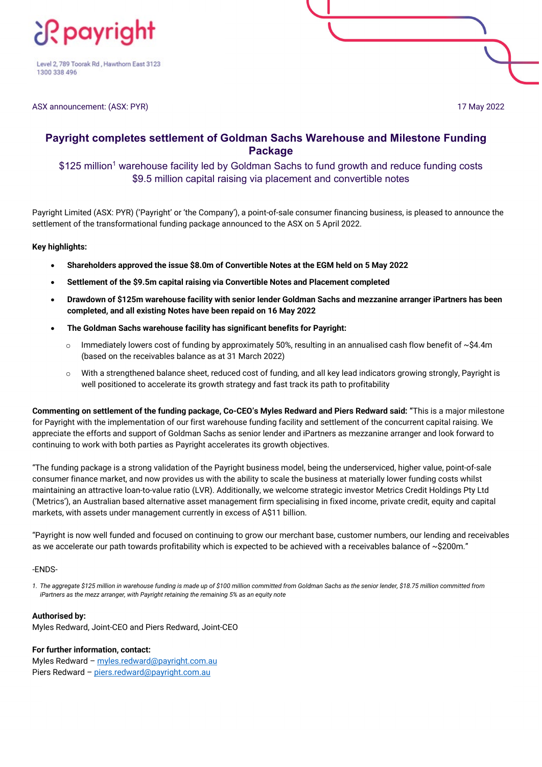payright

Level 2, 789 Toorak Rd , Hawthorn East 3123
1300 338 496

ASX announcement: (ASX: PYR)

17 May 2022

# Payright completes settlement of Goldman Sachs Warehouse and Milestone Funding Package

$125 million[1] warehouse facility led by Goldman Sachs to fund growth and reduce funding costs
$9.5 million capital raising via placement and convertible notes

Payright Limited (ASX: PYR) ('Payright' or 'the Company'), a point-of-sale consumer financing business, is pleased to announce the settlement of the transformational funding package announced to the ASX on 5 April 2022.

**Key highlights:**

- **Shareholders approved the issue $8.0m of Convertible Notes at the EGM held on 5 May 2022**
- **Settlement of the $9.5m capital raising via Convertible Notes and Placement completed**
- **Drawdown of $125m warehouse facility with senior lender Goldman Sachs and mezzanine arranger iPartners has been completed, and all existing Notes have been repaid on 16 May 2022**
- **The Goldman Sachs warehouse facility has significant benefits for Payright:**
  - Immediately lowers cost of funding by approximately 50%, resulting in an annualised cash flow benefit of ~$4.4m (based on the receivables balance as at 31 March 2022)
  - With a strengthened balance sheet, reduced cost of funding, and all key lead indicators growing strongly, Payright is well positioned to accelerate its growth strategy and fast track its path to profitability

**Commenting on settlement of the funding package, Co-CEO's Myles Redward and Piers Redward said: "**This is a major milestone for Payright with the implementation of our first warehouse funding facility and settlement of the concurrent capital raising. We appreciate the efforts and support of Goldman Sachs as senior lender and iPartners as mezzanine arranger and look forward to continuing to work with both parties as Payright accelerates its growth objectives.

"The funding package is a strong validation of the Payright business model, being the underserviced, higher value, point-of-sale consumer finance market, and now provides us with the ability to scale the business at materially lower funding costs whilst maintaining an attractive loan-to-value ratio (LVR). Additionally, we welcome strategic investor Metrics Credit Holdings Pty Ltd ('Metrics'), an Australian based alternative asset management firm specialising in fixed income, private credit, equity and capital markets, with assets under management currently in excess of A$11 billion.

"Payright is now well funded and focused on continuing to grow our merchant base, customer numbers, our lending and receivables as we accelerate our path towards profitability which is expected to be achieved with a receivables balance of ~$200m."

-ENDS-

*1. The aggregate $125 million in warehouse funding is made up of $100 million committed from Goldman Sachs as the senior lender, $18.75 million committed from iPartners as the mezz arranger, with Payright retaining the remaining 5% as an equity note*

**Authorised by:**
Myles Redward, Joint-CEO and Piers Redward, Joint-CEO

**For further information, contact:**
Myles Redward – myles.redward@payright.com.au
Piers Redward – piers.redward@payright.com.au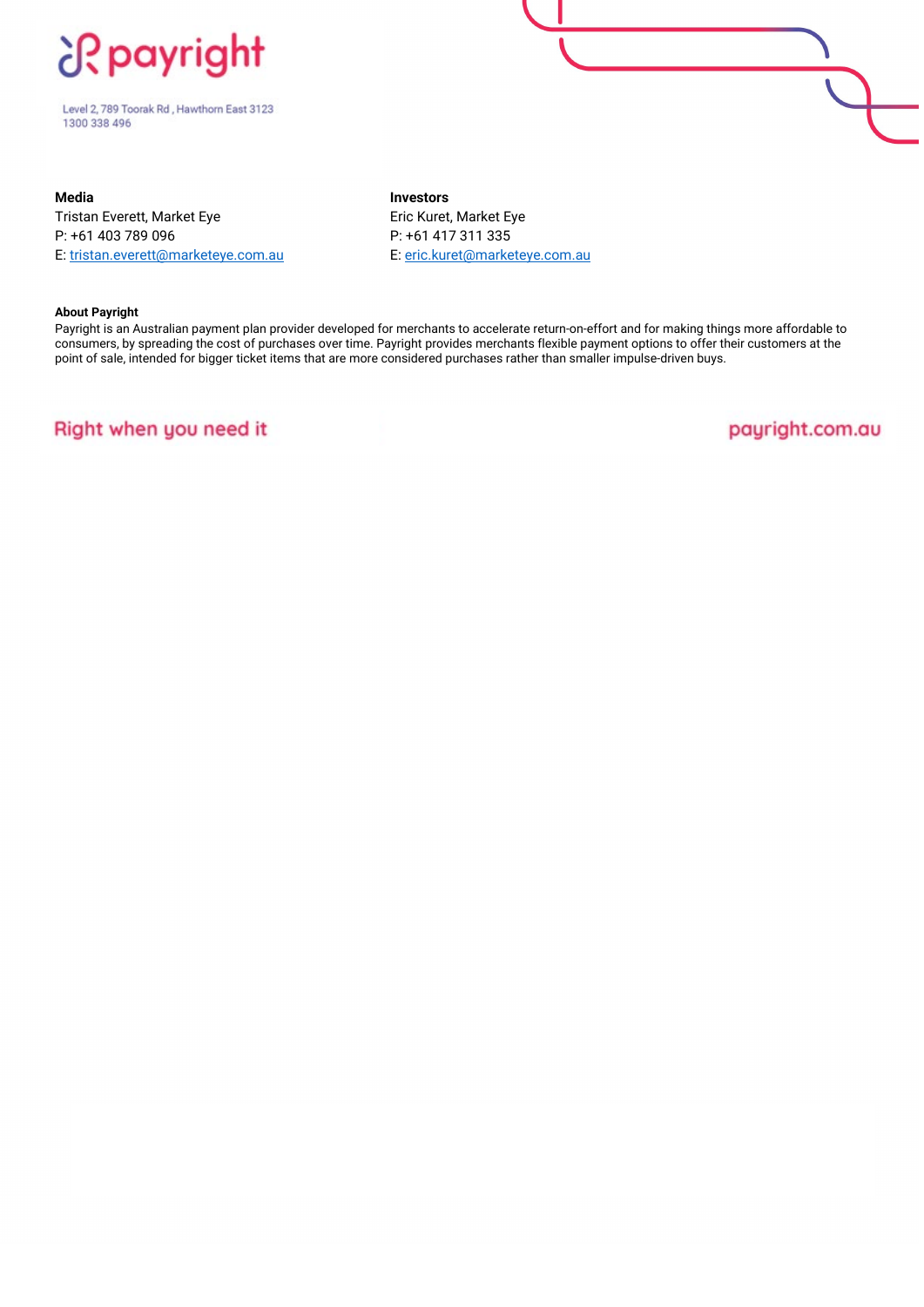Level 2, 789 Toorak Rd , Hawthorn East 3123
1300 338 496

**Media**
Tristan Everett, Market Eye
P: +61 403 789 096
E: tristan.everett@marketeye.com.au

**Investors**
Eric Kuret, Market Eye
P: +61 417 311 335
E: eric.kuret@marketeye.com.au

**About Payright**

Payright is an Australian payment plan provider developed for merchants to accelerate return-on-effort and for making things more affordable to consumers, by spreading the cost of purchases over time. Payright provides merchants flexible payment options to offer their customers at the point of sale, intended for bigger ticket items that are more considered purchases rather than smaller impulse-driven buys.

Right when you need it

payright.com.au